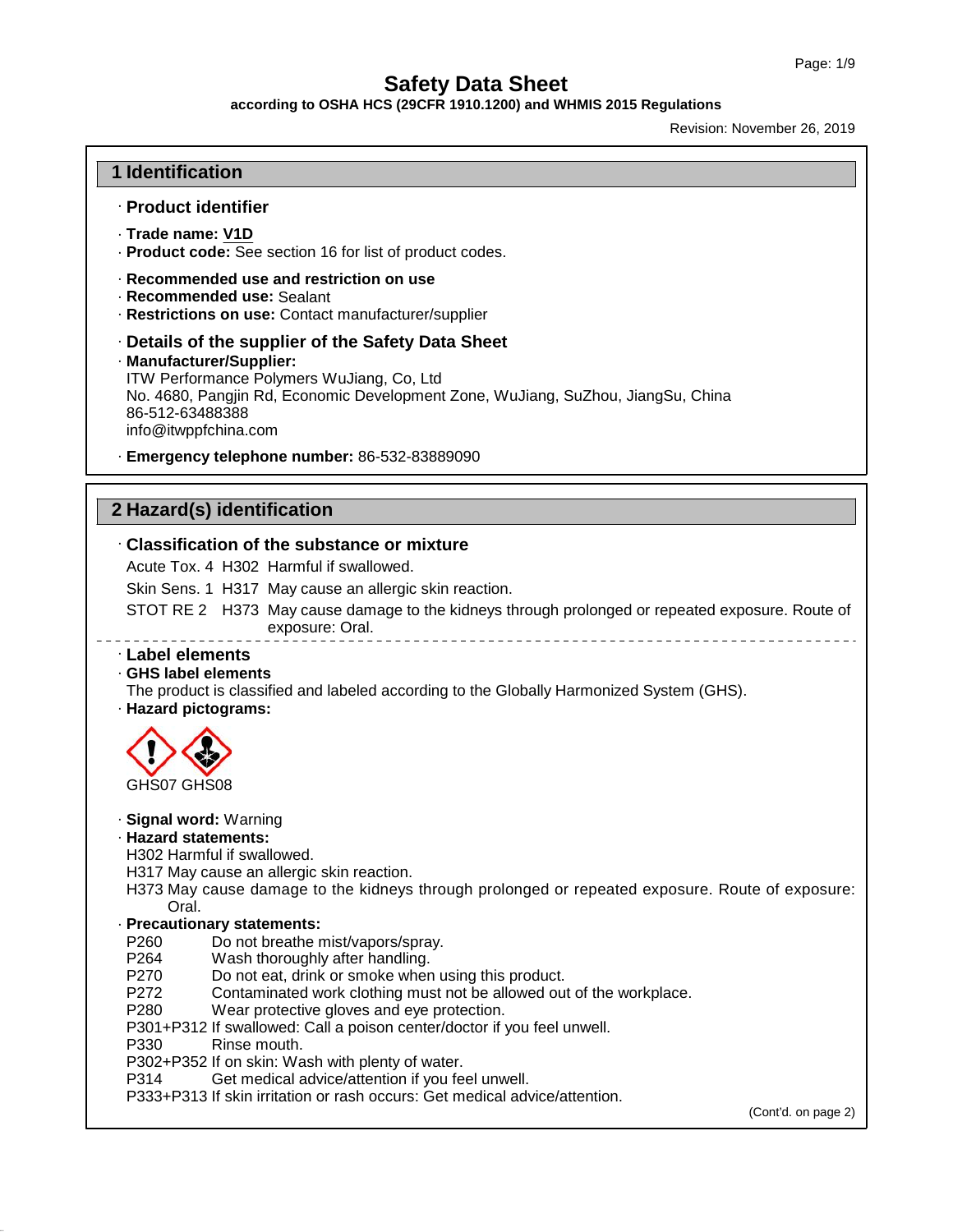# Safety Data Sheet

**according to OSHA HCS (29CFR 1910.1200) and WHMIS 2015 Regulations**

Revision: November 26, 2019

## 1 Identification

· **Product identifier**

· **Trade name: V1D**
· **Product code:** See section 16 for list of product codes.

· **Recommended use and restriction on use**
· **Recommended use:** Sealant
· **Restrictions on use:** Contact manufacturer/supplier

· **Details of the supplier of the Safety Data Sheet**
· **Manufacturer/Supplier:**
ITW Performance Polymers WuJiang, Co, Ltd
No. 4680, Pangjin Rd, Economic Development Zone, WuJiang, SuZhou, JiangSu, China
86-512-63488388
info@itwppfchina.com

· **Emergency telephone number:** 86-532-83889090

## 2 Hazard(s) identification

· **Classification of the substance or mixture**

Acute Tox. 4 H302 Harmful if swallowed.

Skin Sens. 1 H317 May cause an allergic skin reaction.

STOT RE 2 H373 May cause damage to the kidneys through prolonged or repeated exposure. Route of exposure: Oral.

· **Label elements**
· **GHS label elements**
The product is classified and labeled according to the Globally Harmonized System (GHS).
· **Hazard pictograms:**

GHS07 GHS08

· **Signal word:** Warning
· **Hazard statements:**
H302 Harmful if swallowed.
H317 May cause an allergic skin reaction.
H373 May cause damage to the kidneys through prolonged or repeated exposure. Route of exposure: Oral.
· **Precautionary statements:**
P260 Do not breathe mist/vapors/spray.
P264 Wash thoroughly after handling.
P270 Do not eat, drink or smoke when using this product.
P272 Contaminated work clothing must not be allowed out of the workplace.
P280 Wear protective gloves and eye protection.
P301+P312 If swallowed: Call a poison center/doctor if you feel unwell.
P330 Rinse mouth.
P302+P352 If on skin: Wash with plenty of water.
P314 Get medical advice/attention if you feel unwell.
P333+P313 If skin irritation or rash occurs: Get medical advice/attention.

(Cont'd. on page 2)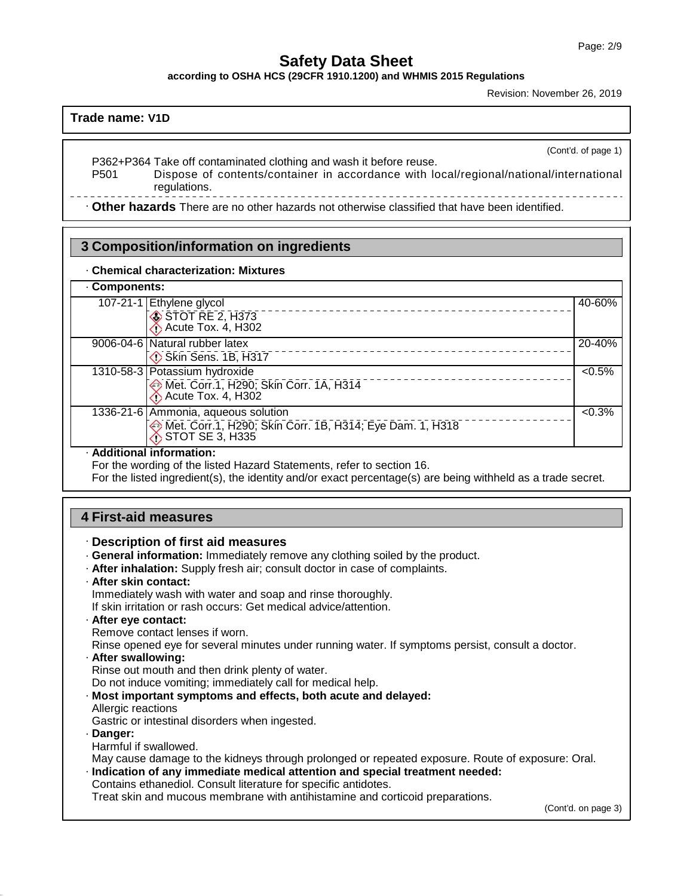**Trade name: V1D**

(Cont'd. of page 1)

P362+P364 Take off contaminated clothing and wash it before reuse.

P501 Dispose of contents/container in accordance with local/regional/national/international regulations.

· **Other hazards** There are no other hazards not otherwise classified that have been identified.

## 3 Composition/information on ingredients

· **Chemical characterization: Mixtures**

| · **Components:** | | |
|---|---|---|
| 107-21-1 | Ethylene glycol<br>STOT RE 2, H373<br>Acute Tox. 4, H302 | 40-60% |
| 9006-04-6 | Natural rubber latex<br>Skin Sens. 1B, H317 | 20-40% |
| 1310-58-3 | Potassium hydroxide<br>Met. Corr.1, H290; Skin Corr. 1A, H314<br>Acute Tox. 4, H302 | <0.5% |
| 1336-21-6 | Ammonia, aqueous solution<br>Met. Corr.1, H290; Skin Corr. 1B, H314; Eye Dam. 1, H318<br>STOT SE 3, H335 | <0.3% |

· **Additional information:**

For the wording of the listed Hazard Statements, refer to section 16.

For the listed ingredient(s), the identity and/or exact percentage(s) are being withheld as a trade secret.

## 4 First-aid measures

· **Description of first aid measures**

· **General information:** Immediately remove any clothing soiled by the product.

· **After inhalation:** Supply fresh air; consult doctor in case of complaints.

· **After skin contact:**

Immediately wash with water and soap and rinse thoroughly.

If skin irritation or rash occurs: Get medical advice/attention.

· **After eye contact:**

Remove contact lenses if worn.

Rinse opened eye for several minutes under running water. If symptoms persist, consult a doctor.

· **After swallowing:**

Rinse out mouth and then drink plenty of water.

Do not induce vomiting; immediately call for medical help.

· **Most important symptoms and effects, both acute and delayed:**

Allergic reactions

Gastric or intestinal disorders when ingested.

· **Danger:**

Harmful if swallowed.

May cause damage to the kidneys through prolonged or repeated exposure. Route of exposure: Oral.

· **Indication of any immediate medical attention and special treatment needed:**

Contains ethanediol. Consult literature for specific antidotes.

Treat skin and mucous membrane with antihistamine and corticoid preparations.

(Cont'd. on page 3)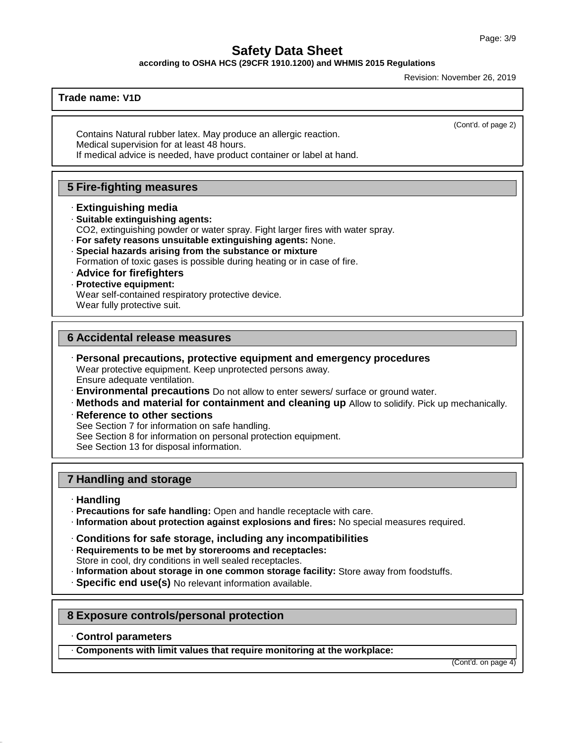**Trade name: V1D**

(Cont'd. of page 2)

Contains Natural rubber latex. May produce an allergic reaction.
Medical supervision for at least 48 hours.
If medical advice is needed, have product container or label at hand.

## 5 Fire-fighting measures

· **Extinguishing media**
· **Suitable extinguishing agents:**
$CO_2$, extinguishing powder or water spray. Fight larger fires with water spray.
· **For safety reasons unsuitable extinguishing agents:** None.
· **Special hazards arising from the substance or mixture**
Formation of toxic gases is possible during heating or in case of fire.
· **Advice for firefighters**
· **Protective equipment:**
Wear self-contained respiratory protective device.
Wear fully protective suit.

## 6 Accidental release measures

· **Personal precautions, protective equipment and emergency procedures**
Wear protective equipment. Keep unprotected persons away.
Ensure adequate ventilation.
· **Environmental precautions** Do not allow to enter sewers/ surface or ground water.
· **Methods and material for containment and cleaning up** Allow to solidify. Pick up mechanically.
· **Reference to other sections**
See Section 7 for information on safe handling.
See Section 8 for information on personal protection equipment.
See Section 13 for disposal information.

## 7 Handling and storage

· **Handling**
· **Precautions for safe handling:** Open and handle receptacle with care.
· **Information about protection against explosions and fires:** No special measures required.

· **Conditions for safe storage, including any incompatibilities**
· **Requirements to be met by storerooms and receptacles:**
Store in cool, dry conditions in well sealed receptacles.
· **Information about storage in one common storage facility:** Store away from foodstuffs.
· **Specific end use(s)** No relevant information available.

## 8 Exposure controls/personal protection

· **Control parameters**
· **Components with limit values that require monitoring at the workplace:**

(Cont'd. on page 4)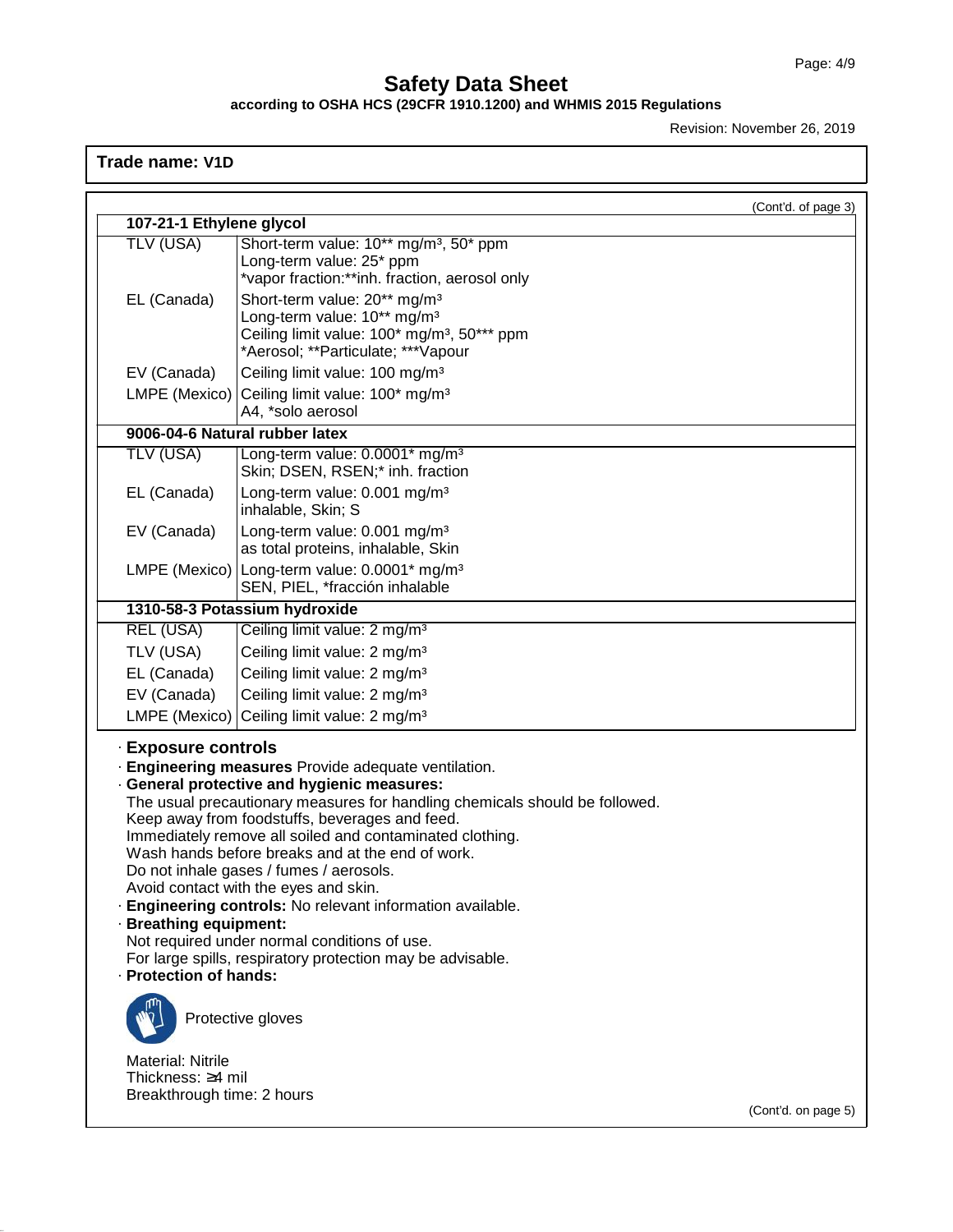# Safety Data Sheet

**according to OSHA HCS (29CFR 1910.1200) and WHMIS 2015 Regulations**

Revision: November 26, 2019

**Trade name: V1D**

(Cont'd. of page 3)

| **107-21-1 Ethylene glycol** | |
|---|---|
| TLV (USA) | Short-term value: 10** mg/m³, 50* ppm<br>Long-term value: 25* ppm<br>*vapor fraction:**inh. fraction, aerosol only |
| EL (Canada) | Short-term value: 20** mg/m³<br>Long-term value: 10** mg/m³<br>Ceiling limit value: 100* mg/m³, 50*** ppm<br>*Aerosol; **Particulate; ***Vapour |
| EV (Canada) | Ceiling limit value: 100 mg/m³ |
| LMPE (Mexico) | Ceiling limit value: 100* mg/m³<br>A4, *solo aerosol |
| **9006-04-6 Natural rubber latex** | |
| TLV (USA) | Long-term value: 0.0001* mg/m³<br>Skin; DSEN, RSEN;* inh. fraction |
| EL (Canada) | Long-term value: 0.001 mg/m³<br>inhalable, Skin; S |
| EV (Canada) | Long-term value: 0.001 mg/m³<br>as total proteins, inhalable, Skin |
| LMPE (Mexico) | Long-term value: 0.0001* mg/m³<br>SEN, PIEL, *fracción inhalable |
| **1310-58-3 Potassium hydroxide** | |
| REL (USA) | Ceiling limit value: 2 mg/m³ |
| TLV (USA) | Ceiling limit value: 2 mg/m³ |
| EL (Canada) | Ceiling limit value: 2 mg/m³ |
| EV (Canada) | Ceiling limit value: 2 mg/m³ |
| LMPE (Mexico) | Ceiling limit value: 2 mg/m³ |

## · Exposure controls

· **Engineering measures** Provide adequate ventilation.

· **General protective and hygienic measures:**
The usual precautionary measures for handling chemicals should be followed.
Keep away from foodstuffs, beverages and feed.
Immediately remove all soiled and contaminated clothing.
Wash hands before breaks and at the end of work.
Do not inhale gases / fumes / aerosols.
Avoid contact with the eyes and skin.

· **Engineering controls:** No relevant information available.

· **Breathing equipment:**
Not required under normal conditions of use.
For large spills, respiratory protection may be advisable.

· **Protection of hands:**

Protective gloves

Material: Nitrile
Thickness: ≥4 mil
Breakthrough time: 2 hours

(Cont'd. on page 5)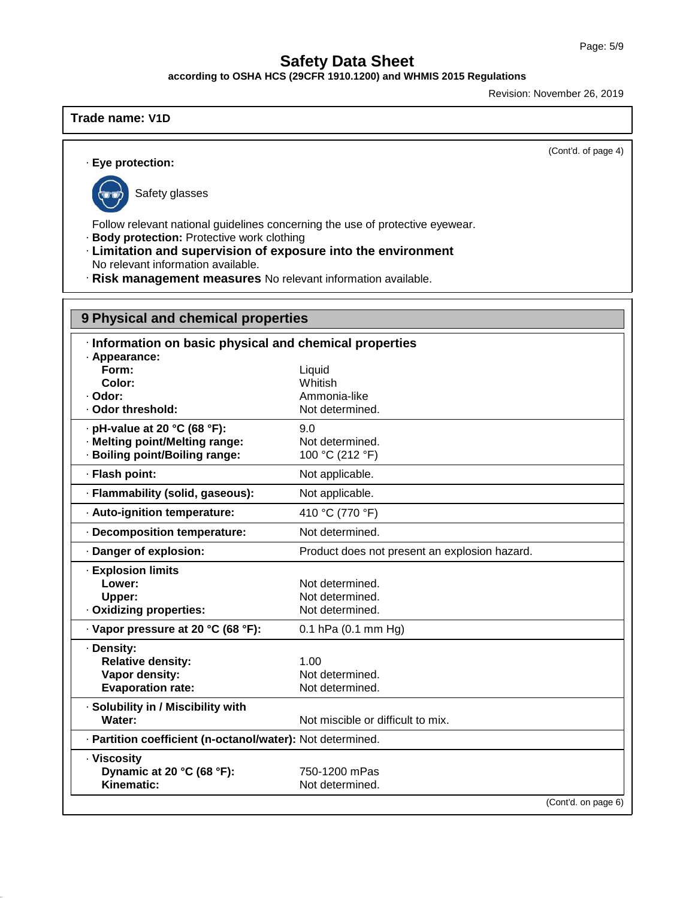**Trade name: V1D**

(Cont'd. of page 4)

· **Eye protection:**

Safety glasses

Follow relevant national guidelines concerning the use of protective eyewear.

· **Body protection:** Protective work clothing

· **Limitation and supervision of exposure into the environment**
No relevant information available.

· **Risk management measures** No relevant information available.

## 9 Physical and chemical properties

· **Information on basic physical and chemical properties**

| Property | Value |
|---|---|
| · **Appearance:** | |
| **Form:** | Liquid |
| **Color:** | Whitish |
| · **Odor:** | Ammonia-like |
| · **Odor threshold:** | Not determined. |
| · **pH-value at 20 °C (68 °F):** | 9.0 |
| · **Melting point/Melting range:** | Not determined. |
| · **Boiling point/Boiling range:** | 100 °C (212 °F) |
| · **Flash point:** | Not applicable. |
| · **Flammability (solid, gaseous):** | Not applicable. |
| · **Auto-ignition temperature:** | 410 °C (770 °F) |
| · **Decomposition temperature:** | Not determined. |
| · **Danger of explosion:** | Product does not present an explosion hazard. |
| · **Explosion limits** | |
| **Lower:** | Not determined. |
| **Upper:** | Not determined. |
| · **Oxidizing properties:** | Not determined. |
| · **Vapor pressure at 20 °C (68 °F):** | 0.1 hPa (0.1 mm Hg) |
| · **Density:** | |
| **Relative density:** | 1.00 |
| **Vapor density:** | Not determined. |
| **Evaporation rate:** | Not determined. |
| · **Solubility in / Miscibility with** | |
| **Water:** | Not miscible or difficult to mix. |
| · **Partition coefficient (n-octanol/water):** | Not determined. |
| · **Viscosity** | |
| **Dynamic at 20 °C (68 °F):** | 750-1200 mPas |
| **Kinematic:** | Not determined. |

(Cont'd. on page 6)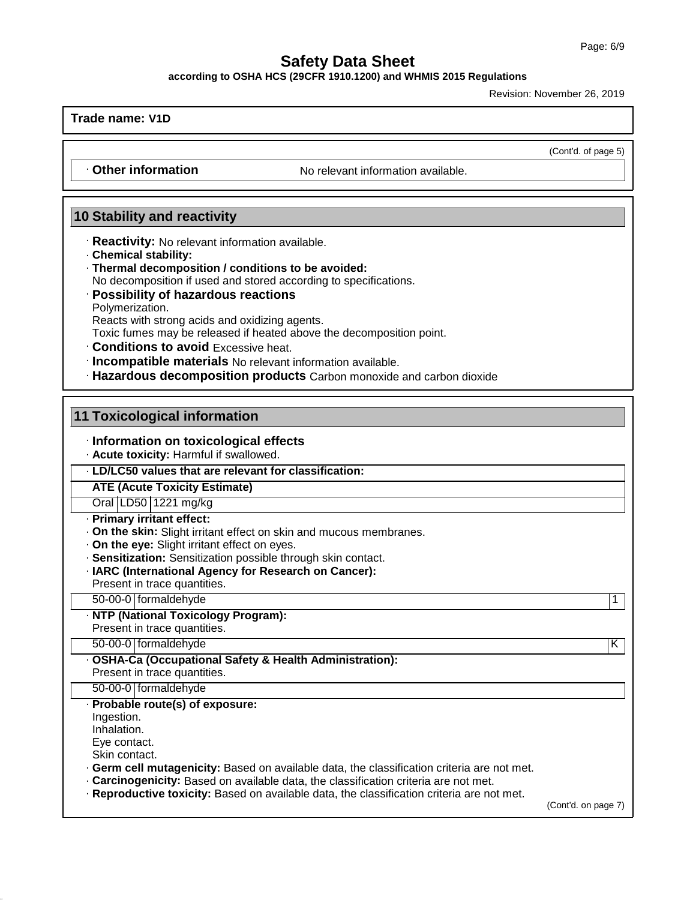**Trade name: V1D**

(Cont'd. of page 5)

· **Other information** No relevant information available.

## 10 Stability and reactivity

· **Reactivity:** No relevant information available.
· **Chemical stability:**
· **Thermal decomposition / conditions to be avoided:**
No decomposition if used and stored according to specifications.
· **Possibility of hazardous reactions**
Polymerization.
Reacts with strong acids and oxidizing agents.
Toxic fumes may be released if heated above the decomposition point.
· **Conditions to avoid** Excessive heat.
· **Incompatible materials** No relevant information available.
· **Hazardous decomposition products** Carbon monoxide and carbon dioxide

## 11 Toxicological information

· **Information on toxicological effects**
· **Acute toxicity:** Harmful if swallowed.

· **LD/LC50 values that are relevant for classification:**

| **ATE (Acute Toxicity Estimate)** | | |
|---|---|---|
| Oral | LD50 | 1221 mg/kg |

· **Primary irritant effect:**
· **On the skin:** Slight irritant effect on skin and mucous membranes.
· **On the eye:** Slight irritant effect on eyes.
· **Sensitization:** Sensitization possible through skin contact.
· **IARC (International Agency for Research on Cancer):**
Present in trace quantities.

| 50-00-0 | formaldehyde | 1 |
|---|---|---|

· **NTP (National Toxicology Program):**
Present in trace quantities.

| 50-00-0 | formaldehyde | K |
|---|---|---|

· **OSHA-Ca (Occupational Safety & Health Administration):**
Present in trace quantities.

| 50-00-0 | formaldehyde |
|---|---|

· **Probable route(s) of exposure:**
Ingestion.
Inhalation.
Eye contact.
Skin contact.
· **Germ cell mutagenicity:** Based on available data, the classification criteria are not met.
· **Carcinogenicity:** Based on available data, the classification criteria are not met.
· **Reproductive toxicity:** Based on available data, the classification criteria are not met.

(Cont'd. on page 7)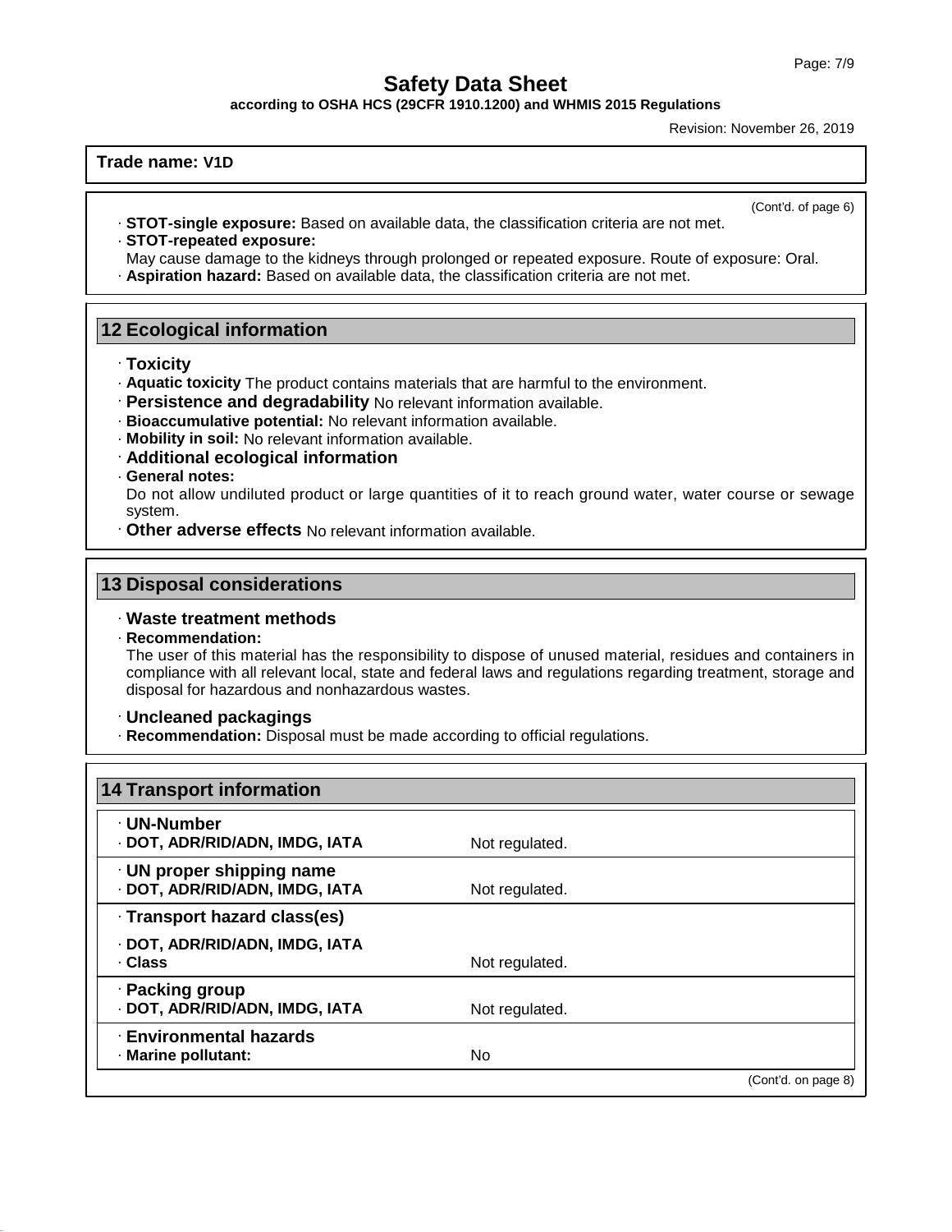**Trade name: V1D**

(Cont'd. of page 6)

· **STOT-single exposure:** Based on available data, the classification criteria are not met.
· **STOT-repeated exposure:**
May cause damage to the kidneys through prolonged or repeated exposure. Route of exposure: Oral.
· **Aspiration hazard:** Based on available data, the classification criteria are not met.

## 12 Ecological information

· **Toxicity**
· **Aquatic toxicity** The product contains materials that are harmful to the environment.
· **Persistence and degradability** No relevant information available.
· **Bioaccumulative potential:** No relevant information available.
· **Mobility in soil:** No relevant information available.
· **Additional ecological information**
· **General notes:**
Do not allow undiluted product or large quantities of it to reach ground water, water course or sewage system.
· **Other adverse effects** No relevant information available.

## 13 Disposal considerations

· **Waste treatment methods**
· **Recommendation:**
The user of this material has the responsibility to dispose of unused material, residues and containers in compliance with all relevant local, state and federal laws and regulations regarding treatment, storage and disposal for hazardous and nonhazardous wastes.

· **Uncleaned packagings**
· **Recommendation:** Disposal must be made according to official regulations.

## 14 Transport information

| | |
|---|---|
| · **UN-Number** | |
| · **DOT, ADR/RID/ADN, IMDG, IATA** | Not regulated. |
| · **UN proper shipping name** | |
| · **DOT, ADR/RID/ADN, IMDG, IATA** | Not regulated. |
| · **Transport hazard class(es)** | |
| · **DOT, ADR/RID/ADN, IMDG, IATA** | |
| · **Class** | Not regulated. |
| · **Packing group** | |
| · **DOT, ADR/RID/ADN, IMDG, IATA** | Not regulated. |
| · **Environmental hazards** | |
| · **Marine pollutant:** | No |

(Cont'd. on page 8)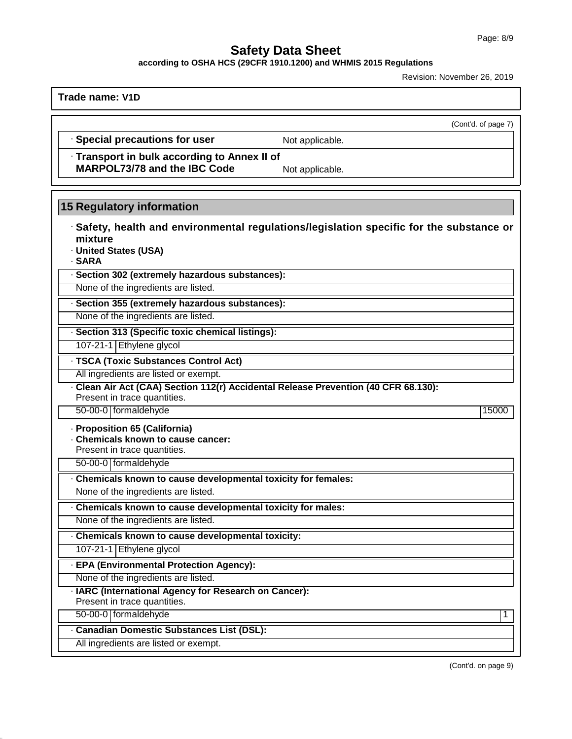## Safety Data Sheet

**according to OSHA HCS (29CFR 1910.1200) and WHMIS 2015 Regulations**

Revision: November 26, 2019

**Trade name: V1D**

(Cont'd. of page 7)

· **Special precautions for user** Not applicable.

· **Transport in bulk according to Annex II of MARPOL73/78 and the IBC Code** Not applicable.

## 15 Regulatory information

· **Safety, health and environmental regulations/legislation specific for the substance or mixture**

· **United States (USA)**

· **SARA**

· **Section 302 (extremely hazardous substances):**

None of the ingredients are listed.

· **Section 355 (extremely hazardous substances):**

None of the ingredients are listed.

· **Section 313 (Specific toxic chemical listings):**

| 107-21-1 | Ethylene glycol |
|---|---|

· **TSCA (Toxic Substances Control Act)**

All ingredients are listed or exempt.

· **Clean Air Act (CAA) Section 112(r) Accidental Release Prevention (40 CFR 68.130):**

Present in trace quantities.

| 50-00-0 | formaldehyde | 15000 |
|---|---|---|

· **Proposition 65 (California)**

· **Chemicals known to cause cancer:**

Present in trace quantities.

| 50-00-0 | formaldehyde |
|---|---|

· **Chemicals known to cause developmental toxicity for females:**

None of the ingredients are listed.

· **Chemicals known to cause developmental toxicity for males:**

None of the ingredients are listed.

· **Chemicals known to cause developmental toxicity:**

| 107-21-1 | Ethylene glycol |
|---|---|

· **EPA (Environmental Protection Agency):**

None of the ingredients are listed.

· **IARC (International Agency for Research on Cancer):**

Present in trace quantities.

| 50-00-0 | formaldehyde | 1 |
|---|---|---|

· **Canadian Domestic Substances List (DSL):**

All ingredients are listed or exempt.

(Cont'd. on page 9)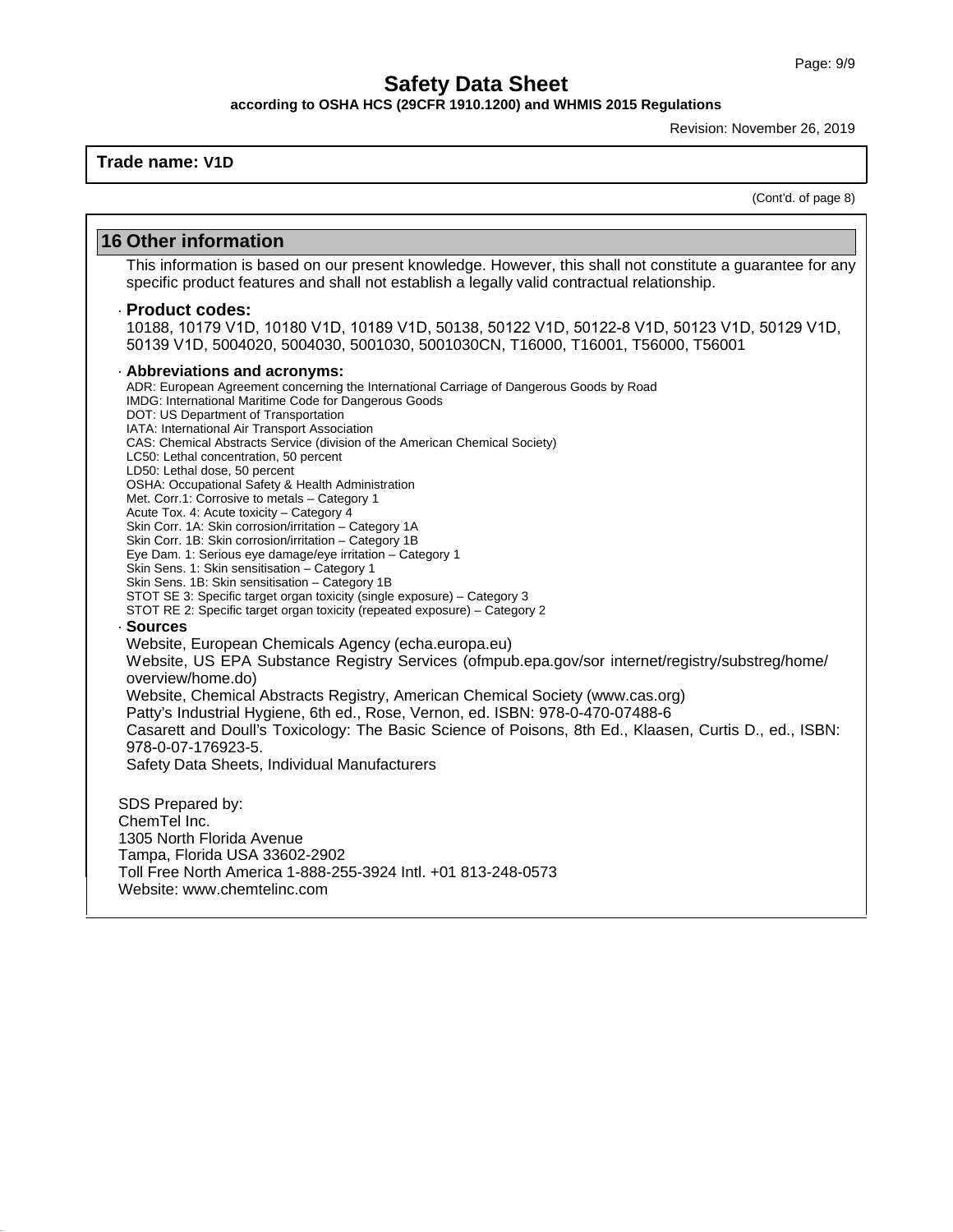# Safety Data Sheet

**according to OSHA HCS (29CFR 1910.1200) and WHMIS 2015 Regulations**

Revision: November 26, 2019

**Trade name: V1D**

(Cont'd. of page 8)

## 16 Other information

This information is based on our present knowledge. However, this shall not constitute a guarantee for any specific product features and shall not establish a legally valid contractual relationship.

· **Product codes:**
10188, 10179 V1D, 10180 V1D, 10189 V1D, 50138, 50122 V1D, 50122-8 V1D, 50123 V1D, 50129 V1D, 50139 V1D, 5004020, 5004030, 5001030, 5001030CN, T16000, T16001, T56000, T56001

· **Abbreviations and acronyms:**
ADR: European Agreement concerning the International Carriage of Dangerous Goods by Road
IMDG: International Maritime Code for Dangerous Goods
DOT: US Department of Transportation
IATA: International Air Transport Association
CAS: Chemical Abstracts Service (division of the American Chemical Society)
LC50: Lethal concentration, 50 percent
LD50: Lethal dose, 50 percent
OSHA: Occupational Safety & Health Administration
Met. Corr.1: Corrosive to metals – Category 1
Acute Tox. 4: Acute toxicity – Category 4
Skin Corr. 1A: Skin corrosion/irritation – Category 1A
Skin Corr. 1B: Skin corrosion/irritation – Category 1B
Eye Dam. 1: Serious eye damage/eye irritation – Category 1
Skin Sens. 1: Skin sensitisation – Category 1
Skin Sens. 1B: Skin sensitisation – Category 1B
STOT SE 3: Specific target organ toxicity (single exposure) – Category 3
STOT RE 2: Specific target organ toxicity (repeated exposure) – Category 2

· **Sources**
Website, European Chemicals Agency (echa.europa.eu)
Website, US EPA Substance Registry Services (ofmpub.epa.gov/sor internet/registry/substreg/home/overview/home.do)
Website, Chemical Abstracts Registry, American Chemical Society (www.cas.org)
Patty's Industrial Hygiene, 6th ed., Rose, Vernon, ed. ISBN: 978-0-470-07488-6
Casarett and Doull's Toxicology: The Basic Science of Poisons, 8th Ed., Klaasen, Curtis D., ed., ISBN: 978-0-07-176923-5.
Safety Data Sheets, Individual Manufacturers

SDS Prepared by:
ChemTel Inc.
1305 North Florida Avenue
Tampa, Florida USA 33602-2902
Toll Free North America 1-888-255-3924 Intl. +01 813-248-0573
Website: www.chemtelinc.com